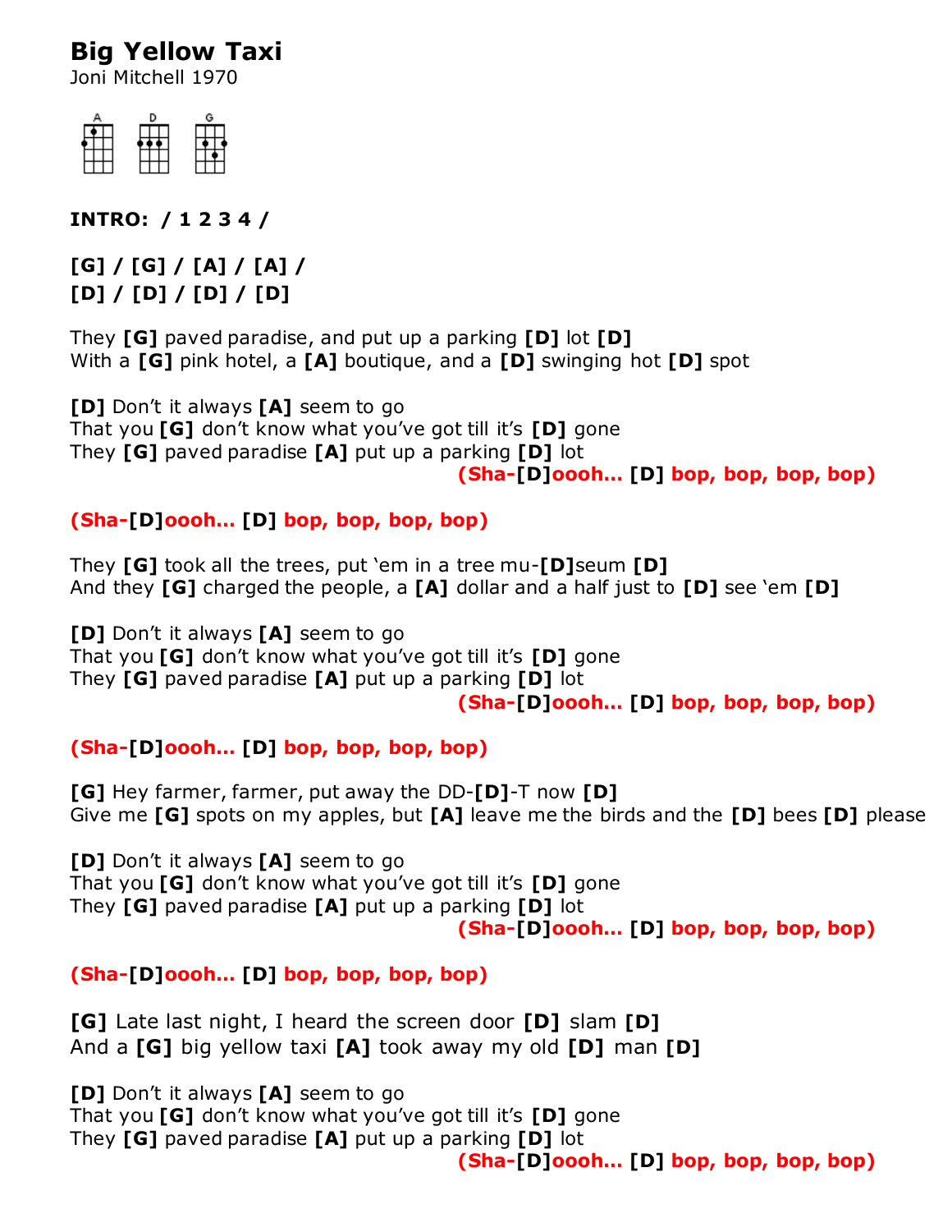# Big Yellow Taxi

Joni Mitchell 1970

A D G

**INTRO: / 1 2 3 4 /**

**[G] / [G] / [A] / [A] /**
**[D] / [D] / [D] / [D]**

They **[G]** paved paradise, and put up a parking **[D]** lot **[D]**
With a **[G]** pink hotel, a **[A]** boutique, and a **[D]** swinging hot **[D]** spot

**[D]** Don't it always **[A]** seem to go
That you **[G]** don't know what you've got till it's **[D]** gone
They **[G]** paved paradise **[A]** put up a parking **[D]** lot
**(Sha-[D]oooh… [D] bop, bop, bop, bop)**

**(Sha-[D]oooh… [D] bop, bop, bop, bop)**

They **[G]** took all the trees, put 'em in a tree mu-**[D]**seum **[D]**
And they **[G]** charged the people, a **[A]** dollar and a half just to **[D]** see 'em **[D]**

**[D]** Don't it always **[A]** seem to go
That you **[G]** don't know what you've got till it's **[D]** gone
They **[G]** paved paradise **[A]** put up a parking **[D]** lot
**(Sha-[D]oooh… [D] bop, bop, bop, bop)**

**(Sha-[D]oooh… [D] bop, bop, bop, bop)**

**[G]** Hey farmer, farmer, put away the DD-**[D]**-T now **[D]**
Give me **[G]** spots on my apples, but **[A]** leave me the birds and the **[D]** bees **[D]** please

**[D]** Don't it always **[A]** seem to go
That you **[G]** don't know what you've got till it's **[D]** gone
They **[G]** paved paradise **[A]** put up a parking **[D]** lot
**(Sha-[D]oooh… [D] bop, bop, bop, bop)**

**(Sha-[D]oooh… [D] bop, bop, bop, bop)**

**[G]** Late last night, I heard the screen door **[D]** slam **[D]**
And a **[G]** big yellow taxi **[A]** took away my old **[D]** man **[D]**

**[D]** Don't it always **[A]** seem to go
That you **[G]** don't know what you've got till it's **[D]** gone
They **[G]** paved paradise **[A]** put up a parking **[D]** lot
**(Sha-[D]oooh… [D] bop, bop, bop, bop)**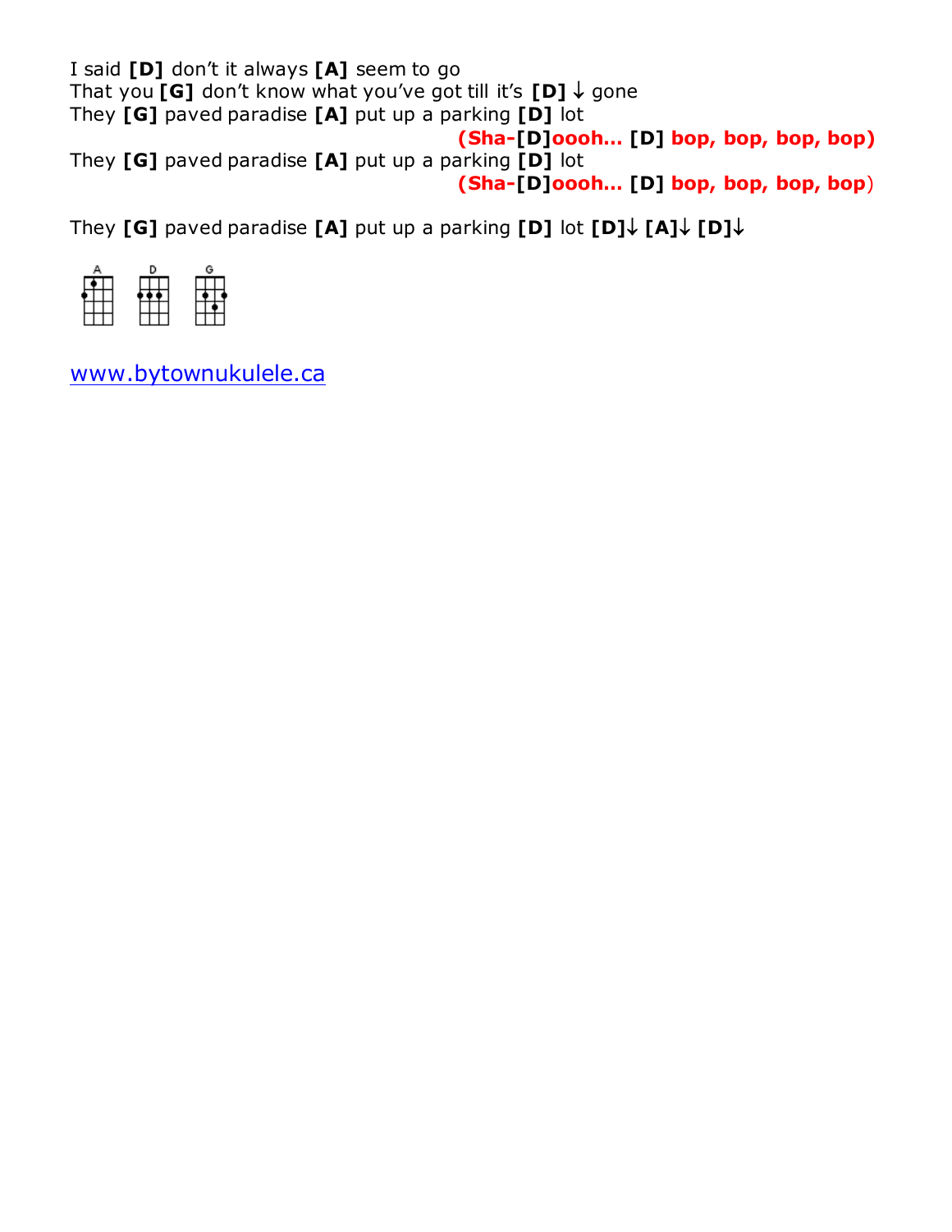I said **[D]** don't it always **[A]** seem to go
That you **[G]** don't know what you've got till it's **[D]** ↓ gone
They **[G]** paved paradise **[A]** put up a parking **[D]** lot
**(Sha-[D]oooh... [D] bop, bop, bop, bop)**
They **[G]** paved paradise **[A]** put up a parking **[D]** lot
**(Sha-[D]oooh... [D] bop, bop, bop, bop)**

They **[G]** paved paradise **[A]** put up a parking **[D]** lot **[D]↓ [A]↓ [D]↓**

A D G

www.bytownukulele.ca